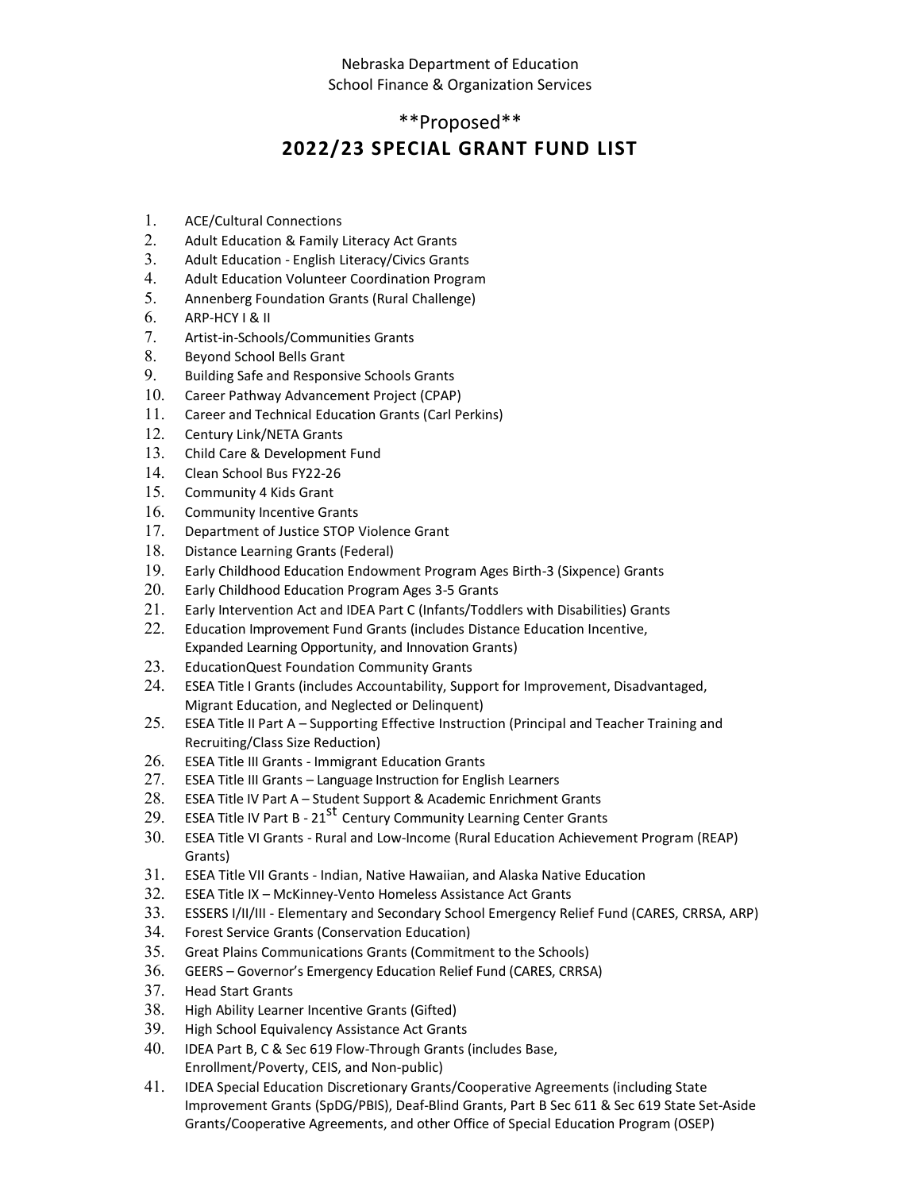Nebraska Department of Education
School Finance & Organization Services

**Proposed**

# 2022/23 SPECIAL GRANT FUND LIST

1. ACE/Cultural Connections
2. Adult Education & Family Literacy Act Grants
3. Adult Education - English Literacy/Civics Grants
4. Adult Education Volunteer Coordination Program
5. Annenberg Foundation Grants (Rural Challenge)
6. ARP-HCY I & II
7. Artist-in-Schools/Communities Grants
8. Beyond School Bells Grant
9. Building Safe and Responsive Schools Grants
10. Career Pathway Advancement Project (CPAP)
11. Career and Technical Education Grants (Carl Perkins)
12. Century Link/NETA Grants
13. Child Care & Development Fund
14. Clean School Bus FY22-26
15. Community 4 Kids Grant
16. Community Incentive Grants
17. Department of Justice STOP Violence Grant
18. Distance Learning Grants (Federal)
19. Early Childhood Education Endowment Program Ages Birth-3 (Sixpence) Grants
20. Early Childhood Education Program Ages 3-5 Grants
21. Early Intervention Act and IDEA Part C (Infants/Toddlers with Disabilities) Grants
22. Education Improvement Fund Grants (includes Distance Education Incentive, Expanded Learning Opportunity, and Innovation Grants)
23. EducationQuest Foundation Community Grants
24. ESEA Title I Grants (includes Accountability, Support for Improvement, Disadvantaged, Migrant Education, and Neglected or Delinquent)
25. ESEA Title II Part A – Supporting Effective Instruction (Principal and Teacher Training and Recruiting/Class Size Reduction)
26. ESEA Title III Grants - Immigrant Education Grants
27. ESEA Title III Grants – Language Instruction for English Learners
28. ESEA Title IV Part A – Student Support & Academic Enrichment Grants
29. ESEA Title IV Part B - 21st Century Community Learning Center Grants
30. ESEA Title VI Grants - Rural and Low-Income (Rural Education Achievement Program (REAP) Grants)
31. ESEA Title VII Grants - Indian, Native Hawaiian, and Alaska Native Education
32. ESEA Title IX – McKinney-Vento Homeless Assistance Act Grants
33. ESSERS I/II/III - Elementary and Secondary School Emergency Relief Fund (CARES, CRRSA, ARP)
34. Forest Service Grants (Conservation Education)
35. Great Plains Communications Grants (Commitment to the Schools)
36. GEERS – Governor's Emergency Education Relief Fund (CARES, CRRSA)
37. Head Start Grants
38. High Ability Learner Incentive Grants (Gifted)
39. High School Equivalency Assistance Act Grants
40. IDEA Part B, C & Sec 619 Flow-Through Grants (includes Base, Enrollment/Poverty, CEIS, and Non-public)
41. IDEA Special Education Discretionary Grants/Cooperative Agreements (including State Improvement Grants (SpDG/PBIS), Deaf-Blind Grants, Part B Sec 611 & Sec 619 State Set-Aside Grants/Cooperative Agreements, and other Office of Special Education Program (OSEP)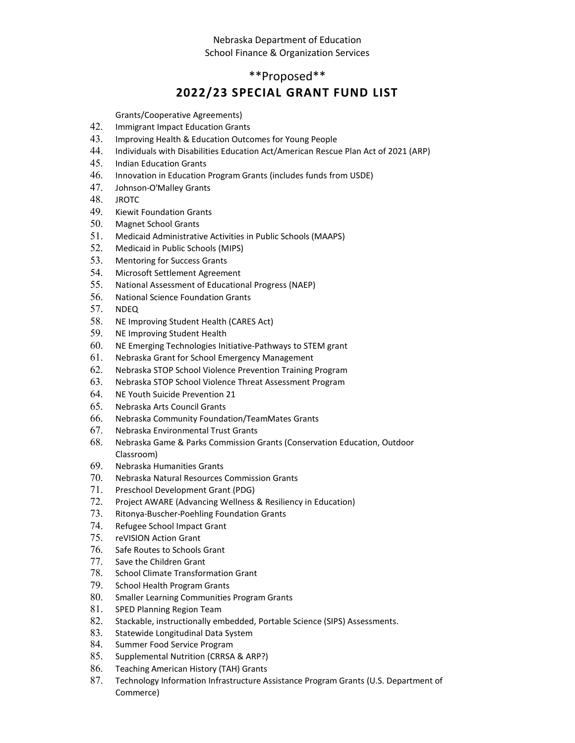Grants/Cooperative Agreements)

42. Immigrant Impact Education Grants
43. Improving Health & Education Outcomes for Young People
44. Individuals with Disabilities Education Act/American Rescue Plan Act of 2021 (ARP)
45. Indian Education Grants
46. Innovation in Education Program Grants (includes funds from USDE)
47. Johnson-O'Malley Grants
48. JROTC
49. Kiewit Foundation Grants
50. Magnet School Grants
51. Medicaid Administrative Activities in Public Schools (MAAPS)
52. Medicaid in Public Schools (MIPS)
53. Mentoring for Success Grants
54. Microsoft Settlement Agreement
55. National Assessment of Educational Progress (NAEP)
56. National Science Foundation Grants
57. NDEQ
58. NE Improving Student Health (CARES Act)
59. NE Improving Student Health
60. NE Emerging Technologies Initiative-Pathways to STEM grant
61. Nebraska Grant for School Emergency Management
62. Nebraska STOP School Violence Prevention Training Program
63. Nebraska STOP School Violence Threat Assessment Program
64. NE Youth Suicide Prevention 21
65. Nebraska Arts Council Grants
66. Nebraska Community Foundation/TeamMates Grants
67. Nebraska Environmental Trust Grants
68. Nebraska Game & Parks Commission Grants (Conservation Education, Outdoor Classroom)
69. Nebraska Humanities Grants
70. Nebraska Natural Resources Commission Grants
71. Preschool Development Grant (PDG)
72. Project AWARE (Advancing Wellness & Resiliency in Education)
73. Ritonya-Buscher-Poehling Foundation Grants
74. Refugee School Impact Grant
75. reVISION Action Grant
76. Safe Routes to Schools Grant
77. Save the Children Grant
78. School Climate Transformation Grant
79. School Health Program Grants
80. Smaller Learning Communities Program Grants
81. SPED Planning Region Team
82. Stackable, instructionally embedded, Portable Science (SIPS) Assessments.
83. Statewide Longitudinal Data System
84. Summer Food Service Program
85. Supplemental Nutrition (CRRSA & ARP?)
86. Teaching American History (TAH) Grants
87. Technology Information Infrastructure Assistance Program Grants (U.S. Department of Commerce)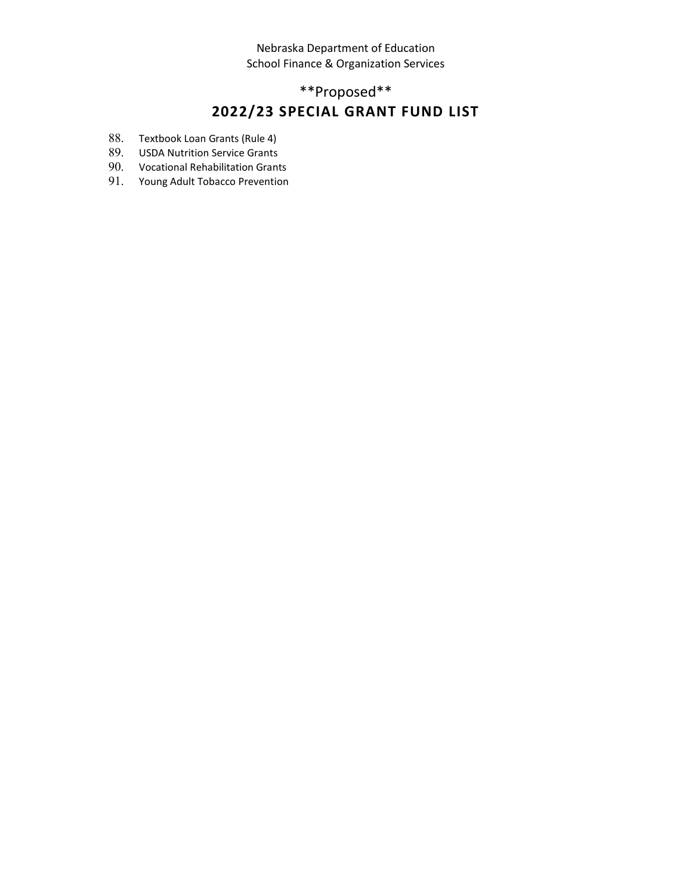Nebraska Department of Education
School Finance & Organization Services

**Proposed**

## 2022/23 SPECIAL GRANT FUND LIST

88. Textbook Loan Grants (Rule 4)
89. USDA Nutrition Service Grants
90. Vocational Rehabilitation Grants
91. Young Adult Tobacco Prevention